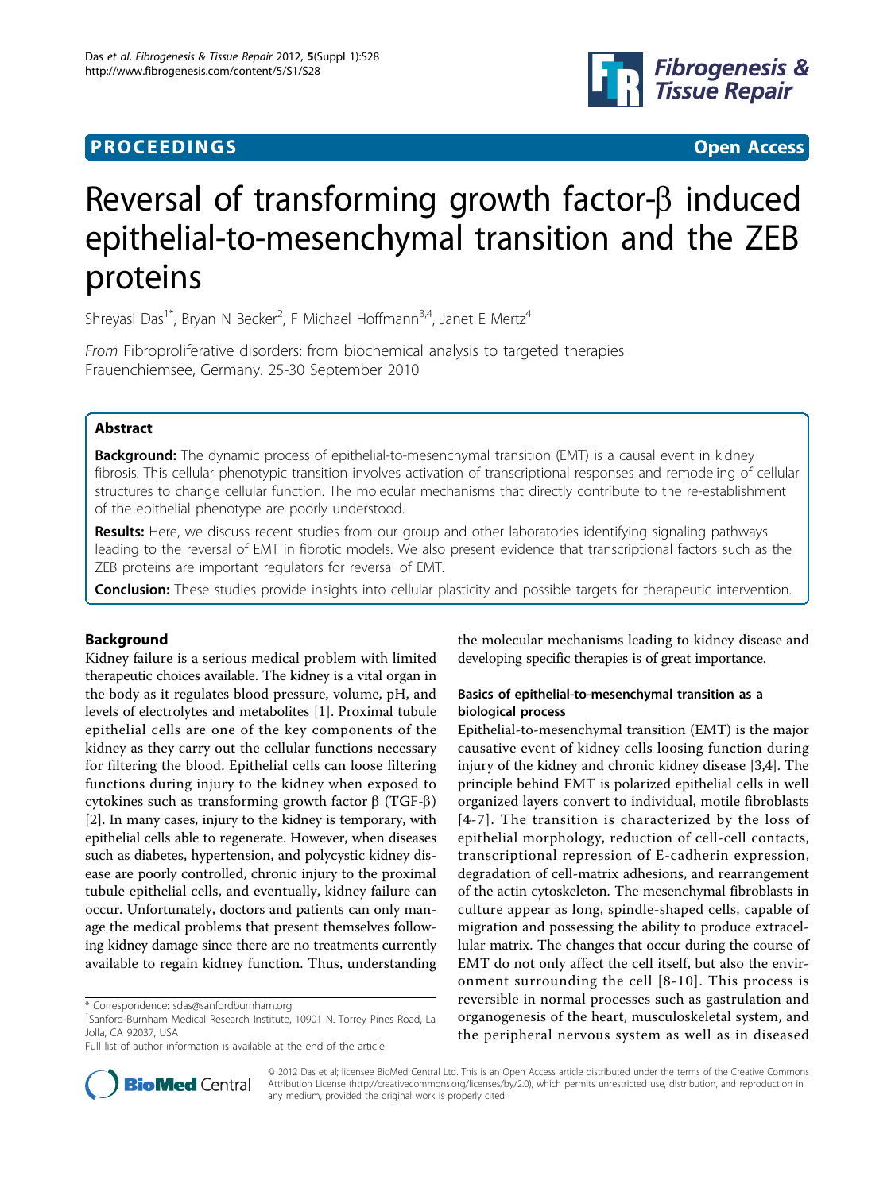PROCEEDINGS **Open Access**

# Reversal of transforming growth factor-β induced epithelial-to-mesenchymal transition and the ZEB proteins

Shreyasi Das[1*], Bryan N Becker[2], F Michael Hoffmann[3,4], Janet E Mertz[4]

*From* Fibroproliferative disorders: from biochemical analysis to targeted therapies
Frauenchiemsee, Germany. 25-30 September 2010

## Abstract

**Background:** The dynamic process of epithelial-to-mesenchymal transition (EMT) is a causal event in kidney fibrosis. This cellular phenotypic transition involves activation of transcriptional responses and remodeling of cellular structures to change cellular function. The molecular mechanisms that directly contribute to the re-establishment of the epithelial phenotype are poorly understood.

**Results:** Here, we discuss recent studies from our group and other laboratories identifying signaling pathways leading to the reversal of EMT in fibrotic models. We also present evidence that transcriptional factors such as the ZEB proteins are important regulators for reversal of EMT.

**Conclusion:** These studies provide insights into cellular plasticity and possible targets for therapeutic intervention.

## Background

Kidney failure is a serious medical problem with limited therapeutic choices available. The kidney is a vital organ in the body as it regulates blood pressure, volume, pH, and levels of electrolytes and metabolites [1]. Proximal tubule epithelial cells are one of the key components of the kidney as they carry out the cellular functions necessary for filtering the blood. Epithelial cells can loose filtering functions during injury to the kidney when exposed to cytokines such as transforming growth factor β (TGF-β) [2]. In many cases, injury to the kidney is temporary, with epithelial cells able to regenerate. However, when diseases such as diabetes, hypertension, and polycystic kidney disease are poorly controlled, chronic injury to the proximal tubule epithelial cells, and eventually, kidney failure can occur. Unfortunately, doctors and patients can only manage the medical problems that present themselves following kidney damage since there are no treatments currently available to regain kidney function. Thus, understanding the molecular mechanisms leading to kidney disease and developing specific therapies is of great importance.

### Basics of epithelial-to-mesenchymal transition as a biological process

Epithelial-to-mesenchymal transition (EMT) is the major causative event of kidney cells loosing function during injury of the kidney and chronic kidney disease [3,4]. The principle behind EMT is polarized epithelial cells in well organized layers convert to individual, motile fibroblasts [4-7]. The transition is characterized by the loss of epithelial morphology, reduction of cell-cell contacts, transcriptional repression of E-cadherin expression, degradation of cell-matrix adhesions, and rearrangement of the actin cytoskeleton. The mesenchymal fibroblasts in culture appear as long, spindle-shaped cells, capable of migration and possessing the ability to produce extracellular matrix. The changes that occur during the course of EMT do not only affect the cell itself, but also the environment surrounding the cell [8-10]. This process is reversible in normal processes such as gastrulation and organogenesis of the heart, musculoskeletal system, and the peripheral nervous system as well as in diseased

\* Correspondence: sdas@sanfordburnham.org
[1]Sanford-Burnham Medical Research Institute, 10901 N. Torrey Pines Road, La Jolla, CA 92037, USA
Full list of author information is available at the end of the article

© 2012 Das et al; licensee BioMed Central Ltd. This is an Open Access article distributed under the terms of the Creative Commons Attribution License (http://creativecommons.org/licenses/by/2.0), which permits unrestricted use, distribution, and reproduction in any medium, provided the original work is properly cited.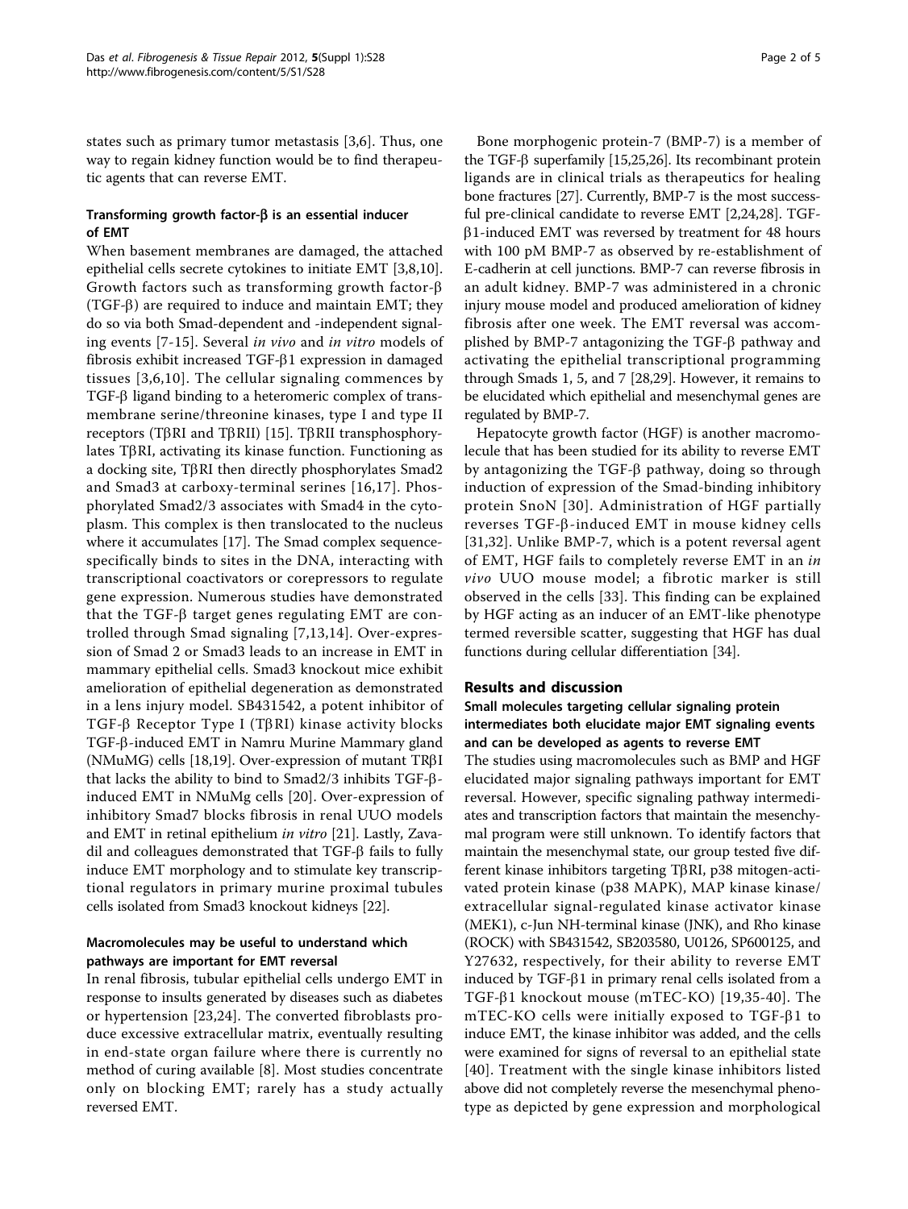states such as primary tumor metastasis [3,6]. Thus, one way to regain kidney function would be to find therapeutic agents that can reverse EMT.

### Transforming growth factor-β is an essential inducer of EMT

When basement membranes are damaged, the attached epithelial cells secrete cytokines to initiate EMT [3,8,10]. Growth factors such as transforming growth factor-β (TGF-β) are required to induce and maintain EMT; they do so via both Smad-dependent and -independent signaling events [7-15]. Several *in vivo* and *in vitro* models of fibrosis exhibit increased TGF-β1 expression in damaged tissues [3,6,10]. The cellular signaling commences by TGF-β ligand binding to a heteromeric complex of transmembrane serine/threonine kinases, type I and type II receptors (TβRI and TβRII) [15]. TβRII transphosphorylates TβRI, activating its kinase function. Functioning as a docking site, TβRI then directly phosphorylates Smad2 and Smad3 at carboxy-terminal serines [16,17]. Phosphorylated Smad2/3 associates with Smad4 in the cytoplasm. This complex is then translocated to the nucleus where it accumulates [17]. The Smad complex sequence-specifically binds to sites in the DNA, interacting with transcriptional coactivators or corepressors to regulate gene expression. Numerous studies have demonstrated that the TGF-β target genes regulating EMT are controlled through Smad signaling [7,13,14]. Over-expression of Smad 2 or Smad3 leads to an increase in EMT in mammary epithelial cells. Smad3 knockout mice exhibit amelioration of epithelial degeneration as demonstrated in a lens injury model. SB431542, a potent inhibitor of TGF-β Receptor Type I (TβRI) kinase activity blocks TGF-β-induced EMT in Namru Murine Mammary gland (NMuMG) cells [18,19]. Over-expression of mutant TRβI that lacks the ability to bind to Smad2/3 inhibits TGF-β-induced EMT in NMuMg cells [20]. Over-expression of inhibitory Smad7 blocks fibrosis in renal UUO models and EMT in retinal epithelium *in vitro* [21]. Lastly, Zavadil and colleagues demonstrated that TGF-β fails to fully induce EMT morphology and to stimulate key transcriptional regulators in primary murine proximal tubules cells isolated from Smad3 knockout kidneys [22].

### Macromolecules may be useful to understand which pathways are important for EMT reversal

In renal fibrosis, tubular epithelial cells undergo EMT in response to insults generated by diseases such as diabetes or hypertension [23,24]. The converted fibroblasts produce excessive extracellular matrix, eventually resulting in end-state organ failure where there is currently no method of curing available [8]. Most studies concentrate only on blocking EMT; rarely has a study actually reversed EMT.

Bone morphogenic protein-7 (BMP-7) is a member of the TGF-β superfamily [15,25,26]. Its recombinant protein ligands are in clinical trials as therapeutics for healing bone fractures [27]. Currently, BMP-7 is the most successful pre-clinical candidate to reverse EMT [2,24,28]. TGF-β1-induced EMT was reversed by treatment for 48 hours with 100 pM BMP-7 as observed by re-establishment of E-cadherin at cell junctions. BMP-7 can reverse fibrosis in an adult kidney. BMP-7 was administered in a chronic injury mouse model and produced amelioration of kidney fibrosis after one week. The EMT reversal was accomplished by BMP-7 antagonizing the TGF-β pathway and activating the epithelial transcriptional programming through Smads 1, 5, and 7 [28,29]. However, it remains to be elucidated which epithelial and mesenchymal genes are regulated by BMP-7.

Hepatocyte growth factor (HGF) is another macromolecule that has been studied for its ability to reverse EMT by antagonizing the TGF-β pathway, doing so through induction of expression of the Smad-binding inhibitory protein SnoN [30]. Administration of HGF partially reverses TGF-β-induced EMT in mouse kidney cells [31,32]. Unlike BMP-7, which is a potent reversal agent of EMT, HGF fails to completely reverse EMT in an *in vivo* UUO mouse model; a fibrotic marker is still observed in the cells [33]. This finding can be explained by HGF acting as an inducer of an EMT-like phenotype termed reversible scatter, suggesting that HGF has dual functions during cellular differentiation [34].

## Results and discussion

### Small molecules targeting cellular signaling protein intermediates both elucidate major EMT signaling events and can be developed as agents to reverse EMT

The studies using macromolecules such as BMP and HGF elucidated major signaling pathways important for EMT reversal. However, specific signaling pathway intermediates and transcription factors that maintain the mesenchymal program were still unknown. To identify factors that maintain the mesenchymal state, our group tested five different kinase inhibitors targeting TβRI, p38 mitogen-activated protein kinase (p38 MAPK), MAP kinase kinase/extracellular signal-regulated kinase activator kinase (MEK1), c-Jun NH-terminal kinase (JNK), and Rho kinase (ROCK) with SB431542, SB203580, U0126, SP600125, and Y27632, respectively, for their ability to reverse EMT induced by TGF-β1 in primary renal cells isolated from a TGF-β1 knockout mouse (mTEC-KO) [19,35-40]. The mTEC-KO cells were initially exposed to TGF-β1 to induce EMT, the kinase inhibitor was added, and the cells were examined for signs of reversal to an epithelial state [40]. Treatment with the single kinase inhibitors listed above did not completely reverse the mesenchymal phenotype as depicted by gene expression and morphological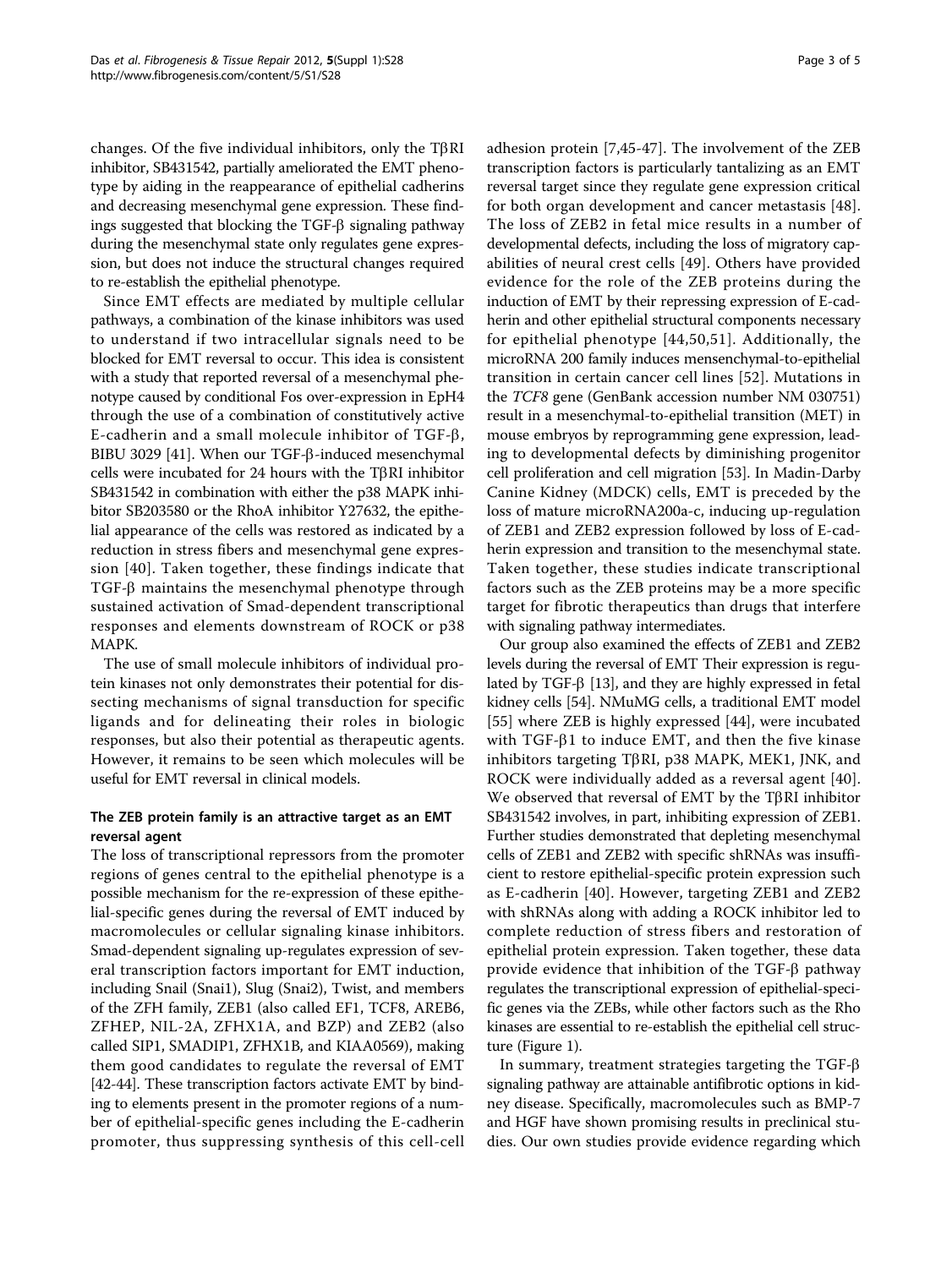changes. Of the five individual inhibitors, only the TβRI inhibitor, SB431542, partially ameliorated the EMT phenotype by aiding in the reappearance of epithelial cadherins and decreasing mesenchymal gene expression. These findings suggested that blocking the TGF-β signaling pathway during the mesenchymal state only regulates gene expression, but does not induce the structural changes required to re-establish the epithelial phenotype.

Since EMT effects are mediated by multiple cellular pathways, a combination of the kinase inhibitors was used to understand if two intracellular signals needed to be blocked for EMT reversal to occur. This idea is consistent with a study that reported reversal of a mesenchymal phenotype caused by conditional Fos over-expression in EpH4 through the use of a combination of constitutively active E-cadherin and a small molecule inhibitor of TGF-β, BIBU 3029 [41]. When our TGF-β-induced mesenchymal cells were incubated for 24 hours with the TβRI inhibitor SB431542 in combination with either the p38 MAPK inhibitor SB203580 or the RhoA inhibitor Y27632, the epithelial appearance of the cells was restored as indicated by a reduction in stress fibers and mesenchymal gene expression [40]. Taken together, these findings indicate that TGF-β maintains the mesenchymal phenotype through sustained activation of Smad-dependent transcriptional responses and elements downstream of ROCK or p38 MAPK.

The use of small molecule inhibitors of individual protein kinases not only demonstrates their potential for dissecting mechanisms of signal transduction for specific ligands and for delineating their roles in biologic responses, but also their potential as therapeutic agents. However, it remains to be seen which molecules will be useful for EMT reversal in clinical models.

## The ZEB protein family is an attractive target as an EMT reversal agent

The loss of transcriptional repressors from the promoter regions of genes central to the epithelial phenotype is a possible mechanism for the re-expression of these epithelial-specific genes during the reversal of EMT induced by macromolecules or cellular signaling kinase inhibitors. Smad-dependent signaling up-regulates expression of several transcription factors important for EMT induction, including Snail (Snai1), Slug (Snai2), Twist, and members of the ZFH family, ZEB1 (also called EF1, TCF8, AREB6, ZFHEP, NIL-2A, ZFHX1A, and BZP) and ZEB2 (also called SIP1, SMADIP1, ZFHX1B, and KIAA0569), making them good candidates to regulate the reversal of EMT [42-44]. These transcription factors activate EMT by binding to elements present in the promoter regions of a number of epithelial-specific genes including the E-cadherin promoter, thus suppressing synthesis of this cell-cell adhesion protein [7,45-47]. The involvement of the ZEB transcription factors is particularly tantalizing as an EMT reversal target since they regulate gene expression critical for both organ development and cancer metastasis [48]. The loss of ZEB2 in fetal mice results in a number of developmental defects, including the loss of migratory capabilities of neural crest cells [49]. Others have provided evidence for the role of the ZEB proteins during the induction of EMT by their repressing expression of E-cadherin and other epithelial structural components necessary for epithelial phenotype [44,50,51]. Additionally, the microRNA 200 family induces mensenchymal-to-epithelial transition in certain cancer cell lines [52]. Mutations in the *TCF8* gene (GenBank accession number NM 030751) result in a mesenchymal-to-epithelial transition (MET) in mouse embryos by reprogramming gene expression, leading to developmental defects by diminishing progenitor cell proliferation and cell migration [53]. In Madin-Darby Canine Kidney (MDCK) cells, EMT is preceded by the loss of mature microRNA200a-c, inducing up-regulation of ZEB1 and ZEB2 expression followed by loss of E-cadherin expression and transition to the mesenchymal state. Taken together, these studies indicate transcriptional factors such as the ZEB proteins may be a more specific target for fibrotic therapeutics than drugs that interfere with signaling pathway intermediates.

Our group also examined the effects of ZEB1 and ZEB2 levels during the reversal of EMT Their expression is regulated by TGF-β [13], and they are highly expressed in fetal kidney cells [54]. NMuMG cells, a traditional EMT model [55] where ZEB is highly expressed [44], were incubated with TGF-β1 to induce EMT, and then the five kinase inhibitors targeting TβRI, p38 MAPK, MEK1, JNK, and ROCK were individually added as a reversal agent [40]. We observed that reversal of EMT by the TβRI inhibitor SB431542 involves, in part, inhibiting expression of ZEB1. Further studies demonstrated that depleting mesenchymal cells of ZEB1 and ZEB2 with specific shRNAs was insufficient to restore epithelial-specific protein expression such as E-cadherin [40]. However, targeting ZEB1 and ZEB2 with shRNAs along with adding a ROCK inhibitor led to complete reduction of stress fibers and restoration of epithelial protein expression. Taken together, these data provide evidence that inhibition of the TGF-β pathway regulates the transcriptional expression of epithelial-specific genes via the ZEBs, while other factors such as the Rho kinases are essential to re-establish the epithelial cell structure (Figure 1).

In summary, treatment strategies targeting the TGF-β signaling pathway are attainable antifibrotic options in kidney disease. Specifically, macromolecules such as BMP-7 and HGF have shown promising results in preclinical studies. Our own studies provide evidence regarding which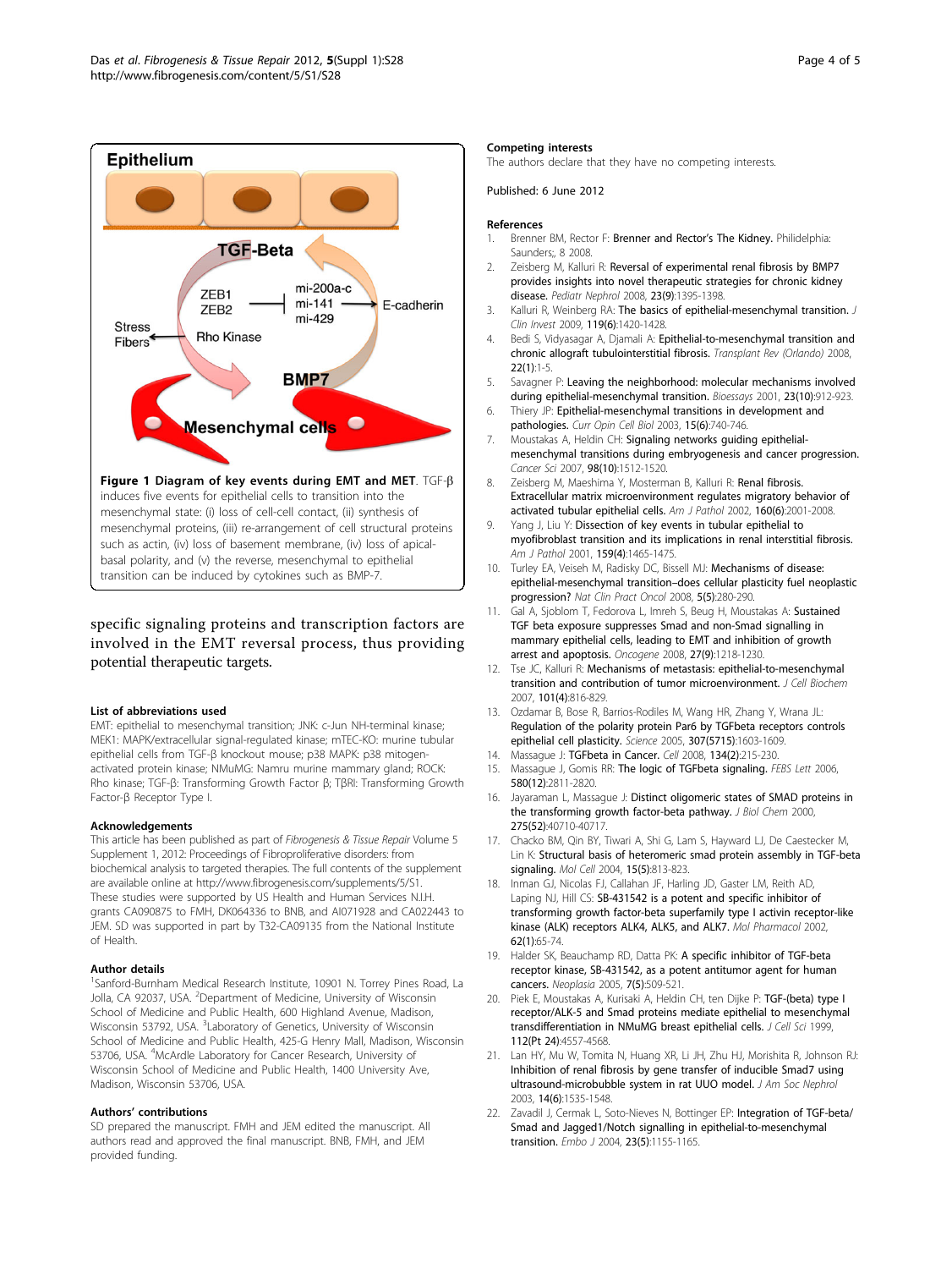**Figure 1 Diagram of key events during EMT and MET.** TGF-β induces five events for epithelial cells to transition into the mesenchymal state: (i) loss of cell-cell contact, (ii) synthesis of mesenchymal proteins, (iii) re-arrangement of cell structural proteins such as actin, (iv) loss of basement membrane, (iv) loss of apical-basal polarity, and (v) the reverse, mesenchymal to epithelial transition can be induced by cytokines such as BMP-7.

specific signaling proteins and transcription factors are involved in the EMT reversal process, thus providing potential therapeutic targets.

### List of abbreviations used

EMT: epithelial to mesenchymal transition; JNK: c-Jun NH-terminal kinase; MEK1: MAPK/extracellular signal-regulated kinase; mTEC-KO: murine tubular epithelial cells from TGF-β knockout mouse; p38 MAPK: p38 mitogen-activated protein kinase; NMuMG: Namru murine mammary gland; ROCK: Rho kinase; TGF-β: Transforming Growth Factor β; TβRI: Transforming Growth Factor-β Receptor Type I.

### Acknowledgements

This article has been published as part of *Fibrogenesis & Tissue Repair* Volume 5 Supplement 1, 2012: Proceedings of Fibroproliferative disorders: from biochemical analysis to targeted therapies. The full contents of the supplement are available online at http://www.fibrogenesis.com/supplements/5/S1.
These studies were supported by US Health and Human Services N.I.H. grants CA090875 to FMH, DK064336 to BNB, and AI071928 and CA022443 to JEM. SD was supported in part by T32-CA09135 from the National Institute of Health.

### Author details

[1]Sanford-Burnham Medical Research Institute, 10901 N. Torrey Pines Road, La Jolla, CA 92037, USA. [2]Department of Medicine, University of Wisconsin School of Medicine and Public Health, 600 Highland Avenue, Madison, Wisconsin 53792, USA. [3]Laboratory of Genetics, University of Wisconsin School of Medicine and Public Health, 425-G Henry Mall, Madison, Wisconsin 53706, USA. [4]McArdle Laboratory for Cancer Research, University of Wisconsin School of Medicine and Public Health, 1400 University Ave, Madison, Wisconsin 53706, USA.

### Authors' contributions

SD prepared the manuscript. FMH and JEM edited the manuscript. All authors read and approved the final manuscript. BNB, FMH, and JEM provided funding.

### Competing interests

The authors declare that they have no competing interests.

Published: 6 June 2012

### References

1. Brenner BM, Rector F: **Brenner and Rector's The Kidney.** Philidelphia: Saunders;, 8 2008.
2. Zeisberg M, Kalluri R: **Reversal of experimental renal fibrosis by BMP7 provides insights into novel therapeutic strategies for chronic kidney disease.** *Pediatr Nephrol* 2008, **23(9)**:1395-1398.
3. Kalluri R, Weinberg RA: **The basics of epithelial-mesenchymal transition.** *J Clin Invest* 2009, **119(6)**:1420-1428.
4. Bedi S, Vidyasagar A, Djamali A: **Epithelial-to-mesenchymal transition and chronic allograft tubulointerstitial fibrosis.** *Transplant Rev (Orlando)* 2008, **22(1)**:1-5.
5. Savagner P: **Leaving the neighborhood: molecular mechanisms involved during epithelial-mesenchymal transition.** *Bioessays* 2001, **23(10)**:912-923.
6. Thiery JP: **Epithelial-mesenchymal transitions in development and pathologies.** *Curr Opin Cell Biol* 2003, **15(6)**:740-746.
7. Moustakas A, Heldin CH: **Signaling networks guiding epithelial-mesenchymal transitions during embryogenesis and cancer progression.** *Cancer Sci* 2007, **98(10)**:1512-1520.
8. Zeisberg M, Maeshima Y, Mosterman B, Kalluri R: **Renal fibrosis. Extracellular matrix microenvironment regulates migratory behavior of activated tubular epithelial cells.** *Am J Pathol* 2002, **160(6)**:2001-2008.
9. Yang J, Liu Y: **Dissection of key events in tubular epithelial to myofibroblast transition and its implications in renal interstitial fibrosis.** *Am J Pathol* 2001, **159(4)**:1465-1475.
10. Turley EA, Veiseh M, Radisky DC, Bissell MJ: **Mechanisms of disease: epithelial-mesenchymal transition–does cellular plasticity fuel neoplastic progression?** *Nat Clin Pract Oncol* 2008, **5(5)**:280-290.
11. Gal A, Sjoblom T, Fedorova L, Imreh S, Beug H, Moustakas A: **Sustained TGF beta exposure suppresses Smad and non-Smad signalling in mammary epithelial cells, leading to EMT and inhibition of growth arrest and apoptosis.** *Oncogene* 2008, **27(9)**:1218-1230.
12. Tse JC, Kalluri R: **Mechanisms of metastasis: epithelial-to-mesenchymal transition and contribution of tumor microenvironment.** *J Cell Biochem* 2007, **101(4)**:816-829.
13. Ozdamar B, Bose R, Barrios-Rodiles M, Wang HR, Zhang Y, Wrana JL: **Regulation of the polarity protein Par6 by TGFbeta receptors controls epithelial cell plasticity.** *Science* 2005, **307(5715)**:1603-1609.
14. Massague J: **TGFbeta in Cancer.** *Cell* 2008, **134(2)**:215-230.
15. Massague J, Gomis RR: **The logic of TGFbeta signaling.** *FEBS Lett* 2006, **580(12)**:2811-2820.
16. Jayaraman L, Massague J: **Distinct oligomeric states of SMAD proteins in the transforming growth factor-beta pathway.** *J Biol Chem* 2000, **275(52)**:40710-40717.
17. Chacko BM, Qin BY, Tiwari A, Shi G, Lam S, Hayward LJ, De Caestecker M, Lin K: **Structural basis of heteromeric smad protein assembly in TGF-beta signaling.** *Mol Cell* 2004, **15(5)**:813-823.
18. Inman GJ, Nicolas FJ, Callahan JF, Harling JD, Gaster LM, Reith AD, Laping NJ, Hill CS: **SB-431542 is a potent and specific inhibitor of transforming growth factor-beta superfamily type I activin receptor-like kinase (ALK) receptors ALK4, ALK5, and ALK7.** *Mol Pharmacol* 2002, **62(1)**:65-74.
19. Halder SK, Beauchamp RD, Datta PK: **A specific inhibitor of TGF-beta receptor kinase, SB-431542, as a potent antitumor agent for human cancers.** *Neoplasia* 2005, **7(5)**:509-521.
20. Piek E, Moustakas A, Kurisaki A, Heldin CH, ten Dijke P: **TGF-(beta) type I receptor/ALK-5 and Smad proteins mediate epithelial to mesenchymal transdifferentiation in NMuMG breast epithelial cells.** *J Cell Sci* 1999, **112(Pt 24)**:4557-4568.
21. Lan HY, Mu W, Tomita N, Huang XR, Li JH, Zhu HJ, Morishita R, Johnson RJ: **Inhibition of renal fibrosis by gene transfer of inducible Smad7 using ultrasound-microbubble system in rat UUO model.** *J Am Soc Nephrol* 2003, **14(6)**:1535-1548.
22. Zavadil J, Cermak L, Soto-Nieves N, Bottinger EP: **Integration of TGF-beta/Smad and Jagged1/Notch signalling in epithelial-to-mesenchymal transition.** *Embo J* 2004, **23(5)**:1155-1165.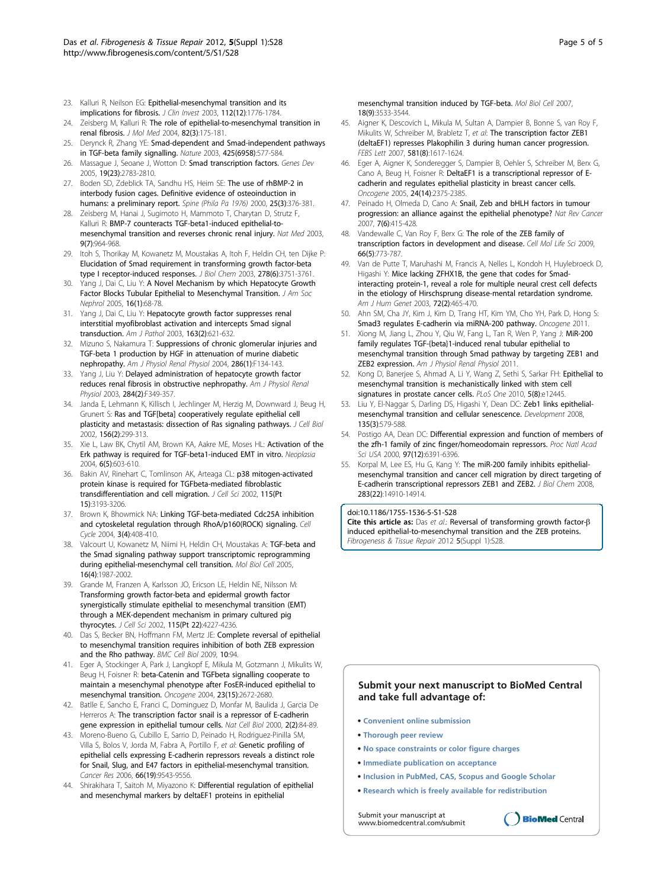23. Kalluri R, Neilson EG: **Epithelial-mesenchymal transition and its implications for fibrosis.** *J Clin Invest* 2003, **112(12)**:1776-1784.
24. Zeisberg M, Kalluri R: **The role of epithelial-to-mesenchymal transition in renal fibrosis.** *J Mol Med* 2004, **82(3)**:175-181.
25. Derynck R, Zhang YE: **Smad-dependent and Smad-independent pathways in TGF-beta family signalling.** *Nature* 2003, **425(6958)**:577-584.
26. Massague J, Seoane J, Wotton D: **Smad transcription factors.** *Genes Dev* 2005, **19(23)**:2783-2810.
27. Boden SD, Zdeblick TA, Sandhu HS, Heim SE: **The use of rhBMP-2 in interbody fusion cages. Definitive evidence of osteoinduction in humans: a preliminary report.** *Spine (Phila Pa 1976)* 2000, **25(3)**:376-381.
28. Zeisberg M, Hanai J, Sugimoto H, Mammoto T, Charytan D, Strutz F, Kalluri R: **BMP-7 counteracts TGF-beta1-induced epithelial-to-mesenchymal transition and reverses chronic renal injury.** *Nat Med* 2003, **9(7)**:964-968.
29. Itoh S, Thorikay M, Kowanetz M, Moustakas A, Itoh F, Heldin CH, ten Dijke P: **Elucidation of Smad requirement in transforming growth factor-beta type I receptor-induced responses.** *J Biol Chem* 2003, **278(6)**:3751-3761.
30. Yang J, Dai C, Liu Y: **A Novel Mechanism by which Hepatocyte Growth Factor Blocks Tubular Epithelial to Mesenchymal Transition.** *J Am Soc Nephrol* 2005, **16(1)**:68-78.
31. Yang J, Dai C, Liu Y: **Hepatocyte growth factor suppresses renal interstitial myofibroblast activation and intercepts Smad signal transduction.** *Am J Pathol* 2003, **163(2)**:621-632.
32. Mizuno S, Nakamura T: **Suppressions of chronic glomerular injuries and TGF-beta 1 production by HGF in attenuation of murine diabetic nephropathy.** *Am J Physiol Renal Physiol* 2004, **286(1)**:F134-143.
33. Yang J, Liu Y: **Delayed administration of hepatocyte growth factor reduces renal fibrosis in obstructive nephropathy.** *Am J Physiol Renal Physiol* 2003, **284(2)**:F349-357.
34. Janda E, Lehmann K, Killisch I, Jechlinger M, Herzig M, Downward J, Beug H, Grunert S: **Ras and TGF[beta] cooperatively regulate epithelial cell plasticity and metastasis: dissection of Ras signaling pathways.** *J Cell Biol* 2002, **156(2)**:299-313.
35. Xie L, Law BK, Chytil AM, Brown KA, Aakre ME, Moses HL: **Activation of the Erk pathway is required for TGF-beta1-induced EMT in vitro.** *Neoplasia* 2004, **6(5)**:603-610.
36. Bakin AV, Rinehart C, Tomlinson AK, Arteaga CL: **p38 mitogen-activated protein kinase is required for TGFbeta-mediated fibroblastic transdifferentiation and cell migration.** *J Cell Sci* 2002, **115(Pt 15)**:3193-3206.
37. Brown K, Bhowmick NA: **Linking TGF-beta-mediated Cdc25A inhibition and cytoskeletal regulation through RhoA/p160(ROCK) signaling.** *Cell Cycle* 2004, **3(4)**:408-410.
38. Valcourt U, Kowanetz M, Niimi H, Heldin CH, Moustakas A: **TGF-beta and the Smad signaling pathway support transcriptomic reprogramming during epithelial-mesenchymal cell transition.** *Mol Biol Cell* 2005, **16(4)**:1987-2002.
39. Grande M, Franzen A, Karlsson JO, Ericson LE, Heldin NE, Nilsson M: **Transforming growth factor-beta and epidermal growth factor synergistically stimulate epithelial to mesenchymal transition (EMT) through a MEK-dependent mechanism in primary cultured pig thyrocytes.** *J Cell Sci* 2002, **115(Pt 22)**:4227-4236.
40. Das S, Becker BN, Hoffmann FM, Mertz JE: **Complete reversal of epithelial to mesenchymal transition requires inhibition of both ZEB expression and the Rho pathway.** *BMC Cell Biol* 2009, **10**:94.
41. Eger A, Stockinger A, Park J, Langkopf E, Mikula M, Gotzmann J, Mikulits W, Beug H, Foisner R: **beta-Catenin and TGFbeta signalling cooperate to maintain a mesenchymal phenotype after FosER-induced epithelial to mesenchymal transition.** *Oncogene* 2004, **23(15)**:2672-2680.
42. Batlle E, Sancho E, Franci C, Dominguez D, Monfar M, Baulida J, Garcia De Herreros A: **The transcription factor snail is a repressor of E-cadherin gene expression in epithelial tumour cells.** *Nat Cell Biol* 2000, **2(2)**:84-89.
43. Moreno-Bueno G, Cubillo E, Sarrio D, Peinado H, Rodriguez-Pinilla SM, Villa S, Bolos V, Jorda M, Fabra A, Portillo F, *et al*: **Genetic profiling of epithelial cells expressing E-cadherin repressors reveals a distinct role for Snail, Slug, and E47 factors in epithelial-mesenchymal transition.** *Cancer Res* 2006, **66(19)**:9543-9556.
44. Shirakihara T, Saitoh M, Miyazono K: **Differential regulation of epithelial and mesenchymal markers by deltaEF1 proteins in epithelial mesenchymal transition induced by TGF-beta.** *Mol Biol Cell* 2007, **18(9)**:3533-3544.
45. Aigner K, Descovich L, Mikula M, Sultan A, Dampier B, Bonne S, van Roy F, Mikulits W, Schreiber M, Brabletz T, *et al*: **The transcription factor ZEB1 (deltaEF1) represses Plakophilin 3 during human cancer progression.** *FEBS Lett* 2007, **581(8)**:1617-1624.
46. Eger A, Aigner K, Sonderegger S, Dampier B, Oehler S, Schreiber M, Berx G, Cano A, Beug H, Foisner R: **DeltaEF1 is a transcriptional repressor of E-cadherin and regulates epithelial plasticity in breast cancer cells.** *Oncogene* 2005, **24(14)**:2375-2385.
47. Peinado H, Olmeda D, Cano A: **Snail, Zeb and bHLH factors in tumour progression: an alliance against the epithelial phenotype?** *Nat Rev Cancer* 2007, **7(6)**:415-428.
48. Vandewalle C, Van Roy F, Berx G: **The role of the ZEB family of transcription factors in development and disease.** *Cell Mol Life Sci* 2009, **66(5)**:773-787.
49. Van de Putte T, Maruhashi M, Francis A, Nelles L, Kondoh H, Huylebroeck D, Higashi Y: **Mice lacking ZFHX1B, the gene that codes for Smad-interacting protein-1, reveal a role for multiple neural crest cell defects in the etiology of Hirschsprung disease-mental retardation syndrome.** *Am J Hum Genet* 2003, **72(2)**:465-470.
50. Ahn SM, Cha JY, Kim J, Kim D, Trang HT, Kim YM, Cho YH, Park D, Hong S: **Smad3 regulates E-cadherin via miRNA-200 pathway.** *Oncogene* 2011.
51. Xiong M, Jiang L, Zhou Y, Qiu W, Fang L, Tan R, Wen P, Yang J: **MiR-200 family regulates TGF-{beta}1-induced renal tubular epithelial to mesenchymal transition through Smad pathway by targeting ZEB1 and ZEB2 expression.** *Am J Physiol Renal Physiol* 2011.
52. Kong D, Banerjee S, Ahmad A, Li Y, Wang Z, Sethi S, Sarkar FH: **Epithelial to mesenchymal transition is mechanistically linked with stem cell signatures in prostate cancer cells.** *PLoS One* 2010, **5(8)**:e12445.
53. Liu Y, El-Naggar S, Darling DS, Higashi Y, Dean DC: **Zeb1 links epithelial-mesenchymal transition and cellular senescence.** *Development* 2008, **135(3)**:579-588.
54. Postigo AA, Dean DC: **Differential expression and function of members of the zfh-1 family of zinc finger/homeodomain repressors.** *Proc Natl Acad Sci USA* 2000, **97(12)**:6391-6396.
55. Korpal M, Lee ES, Hu G, Kang Y: **The miR-200 family inhibits epithelial-mesenchymal transition and cancer cell migration by direct targeting of E-cadherin transcriptional repressors ZEB1 and ZEB2.** *J Biol Chem* 2008, **283(22)**:14910-14914.

doi:10.1186/1755-1536-5-S1-S28

**Cite this article as:** Das *et al.*: Reversal of transforming growth factor-β induced epithelial-to-mesenchymal transition and the ZEB proteins. *Fibrogenesis & Tissue Repair* 2012 **5**(Suppl 1):S28.

**Submit your next manuscript to BioMed Central and take full advantage of:**

- **Convenient online submission**
- **Thorough peer review**
- **No space constraints or color figure charges**
- **Immediate publication on acceptance**
- **Inclusion in PubMed, CAS, Scopus and Google Scholar**
- **Research which is freely available for redistribution**

Submit your manuscript at www.biomedcentral.com/submit

BioMed Central